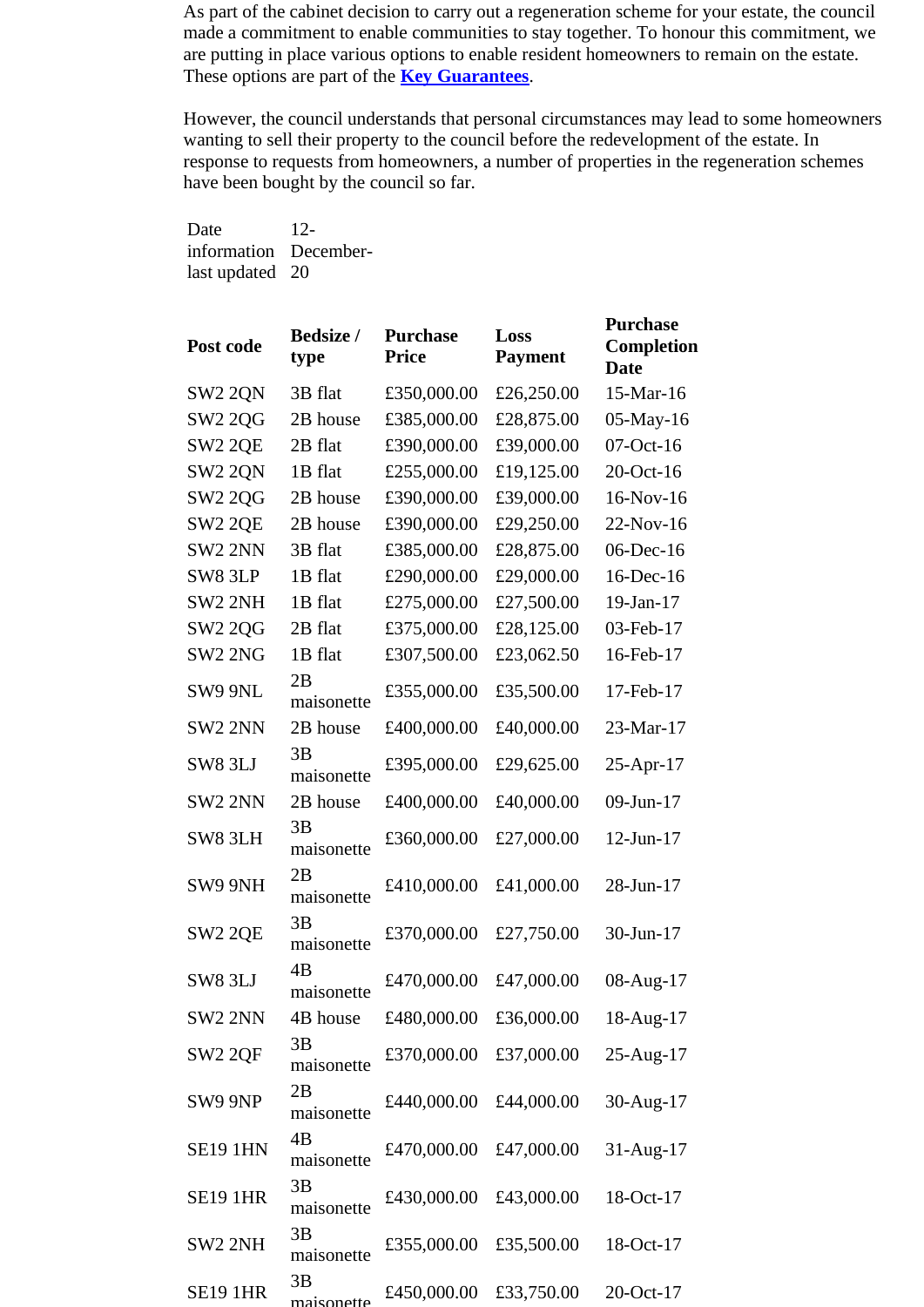As part of the cabinet decision to carry out a regeneration scheme for your estate, the council made a commitment to enable communities to stay together. To honour this commitment, we are putting in place various options to enable resident homeowners to remain on the estate. These options are part of the **Key Guarantees**.

However, the council understands that personal circumstances may lead to some homeowners wanting to sell their property to the council before the redevelopment of the estate. In response to requests from homeowners, a number of properties in the regeneration schemes have been bought by the council so far.

| Date information last updated | 12-December-20 |
|---|---|

| Post code | Bedsize / type | Purchase Price | Loss Payment | Purchase Completion Date |
|---|---|---|---|---|
| SW2 2QN | 3B flat | £350,000.00 | £26,250.00 | 15-Mar-16 |
| SW2 2QG | 2B house | £385,000.00 | £28,875.00 | 05-May-16 |
| SW2 2QE | 2B flat | £390,000.00 | £39,000.00 | 07-Oct-16 |
| SW2 2QN | 1B flat | £255,000.00 | £19,125.00 | 20-Oct-16 |
| SW2 2QG | 2B house | £390,000.00 | £39,000.00 | 16-Nov-16 |
| SW2 2QE | 2B house | £390,000.00 | £29,250.00 | 22-Nov-16 |
| SW2 2NN | 3B flat | £385,000.00 | £28,875.00 | 06-Dec-16 |
| SW8 3LP | 1B flat | £290,000.00 | £29,000.00 | 16-Dec-16 |
| SW2 2NH | 1B flat | £275,000.00 | £27,500.00 | 19-Jan-17 |
| SW2 2QG | 2B flat | £375,000.00 | £28,125.00 | 03-Feb-17 |
| SW2 2NG | 1B flat | £307,500.00 | £23,062.50 | 16-Feb-17 |
| SW9 9NL | 2B maisonette | £355,000.00 | £35,500.00 | 17-Feb-17 |
| SW2 2NN | 2B house | £400,000.00 | £40,000.00 | 23-Mar-17 |
| SW8 3LJ | 3B maisonette | £395,000.00 | £29,625.00 | 25-Apr-17 |
| SW2 2NN | 2B house | £400,000.00 | £40,000.00 | 09-Jun-17 |
| SW8 3LH | 3B maisonette | £360,000.00 | £27,000.00 | 12-Jun-17 |
| SW9 9NH | 2B maisonette | £410,000.00 | £41,000.00 | 28-Jun-17 |
| SW2 2QE | 3B maisonette | £370,000.00 | £27,750.00 | 30-Jun-17 |
| SW8 3LJ | 4B maisonette | £470,000.00 | £47,000.00 | 08-Aug-17 |
| SW2 2NN | 4B house | £480,000.00 | £36,000.00 | 18-Aug-17 |
| SW2 2QF | 3B maisonette | £370,000.00 | £37,000.00 | 25-Aug-17 |
| SW9 9NP | 2B maisonette | £440,000.00 | £44,000.00 | 30-Aug-17 |
| SE19 1HN | 4B maisonette | £470,000.00 | £47,000.00 | 31-Aug-17 |
| SE19 1HR | 3B maisonette | £430,000.00 | £43,000.00 | 18-Oct-17 |
| SW2 2NH | 3B maisonette | £355,000.00 | £35,500.00 | 18-Oct-17 |
| SE19 1HR | 3B maisonette | £450,000.00 | £33,750.00 | 20-Oct-17 |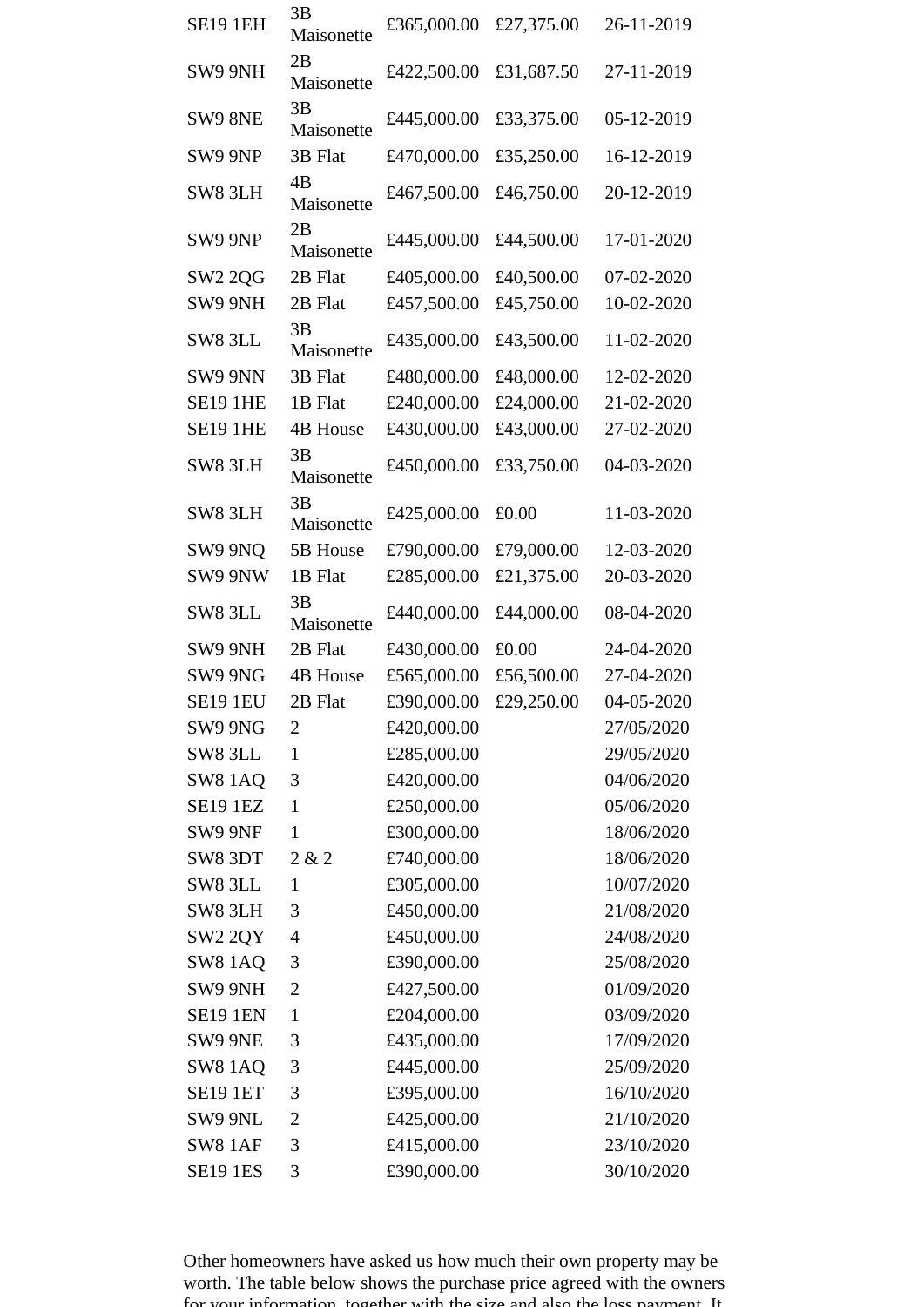| | | | | |
|---|---|---|---|---|
| SE19 1EH | 3B Maisonette | £365,000.00 | £27,375.00 | 26-11-2019 |
| SW9 9NH | 2B Maisonette | £422,500.00 | £31,687.50 | 27-11-2019 |
| SW9 8NE | 3B Maisonette | £445,000.00 | £33,375.00 | 05-12-2019 |
| SW9 9NP | 3B Flat | £470,000.00 | £35,250.00 | 16-12-2019 |
| SW8 3LH | 4B Maisonette | £467,500.00 | £46,750.00 | 20-12-2019 |
| SW9 9NP | 2B Maisonette | £445,000.00 | £44,500.00 | 17-01-2020 |
| SW2 2QG | 2B Flat | £405,000.00 | £40,500.00 | 07-02-2020 |
| SW9 9NH | 2B Flat | £457,500.00 | £45,750.00 | 10-02-2020 |
| SW8 3LL | 3B Maisonette | £435,000.00 | £43,500.00 | 11-02-2020 |
| SW9 9NN | 3B Flat | £480,000.00 | £48,000.00 | 12-02-2020 |
| SE19 1HE | 1B Flat | £240,000.00 | £24,000.00 | 21-02-2020 |
| SE19 1HE | 4B House | £430,000.00 | £43,000.00 | 27-02-2020 |
| SW8 3LH | 3B Maisonette | £450,000.00 | £33,750.00 | 04-03-2020 |
| SW8 3LH | 3B Maisonette | £425,000.00 | £0.00 | 11-03-2020 |
| SW9 9NQ | 5B House | £790,000.00 | £79,000.00 | 12-03-2020 |
| SW9 9NW | 1B Flat | £285,000.00 | £21,375.00 | 20-03-2020 |
| SW8 3LL | 3B Maisonette | £440,000.00 | £44,000.00 | 08-04-2020 |
| SW9 9NH | 2B Flat | £430,000.00 | £0.00 | 24-04-2020 |
| SW9 9NG | 4B House | £565,000.00 | £56,500.00 | 27-04-2020 |
| SE19 1EU | 2B Flat | £390,000.00 | £29,250.00 | 04-05-2020 |
| SW9 9NG | 2 | £420,000.00 | | 27/05/2020 |
| SW8 3LL | 1 | £285,000.00 | | 29/05/2020 |
| SW8 1AQ | 3 | £420,000.00 | | 04/06/2020 |
| SE19 1EZ | 1 | £250,000.00 | | 05/06/2020 |
| SW9 9NF | 1 | £300,000.00 | | 18/06/2020 |
| SW8 3DT | 2 & 2 | £740,000.00 | | 18/06/2020 |
| SW8 3LL | 1 | £305,000.00 | | 10/07/2020 |
| SW8 3LH | 3 | £450,000.00 | | 21/08/2020 |
| SW2 2QY | 4 | £450,000.00 | | 24/08/2020 |
| SW8 1AQ | 3 | £390,000.00 | | 25/08/2020 |
| SW9 9NH | 2 | £427,500.00 | | 01/09/2020 |
| SE19 1EN | 1 | £204,000.00 | | 03/09/2020 |
| SW9 9NE | 3 | £435,000.00 | | 17/09/2020 |
| SW8 1AQ | 3 | £445,000.00 | | 25/09/2020 |
| SE19 1ET | 3 | £395,000.00 | | 16/10/2020 |
| SW9 9NL | 2 | £425,000.00 | | 21/10/2020 |
| SW8 1AF | 3 | £415,000.00 | | 23/10/2020 |
| SE19 1ES | 3 | £390,000.00 | | 30/10/2020 |

Other homeowners have asked us how much their own property may be worth. The table below shows the purchase price agreed with the owners for your information, together with the size and also the loss payment. It